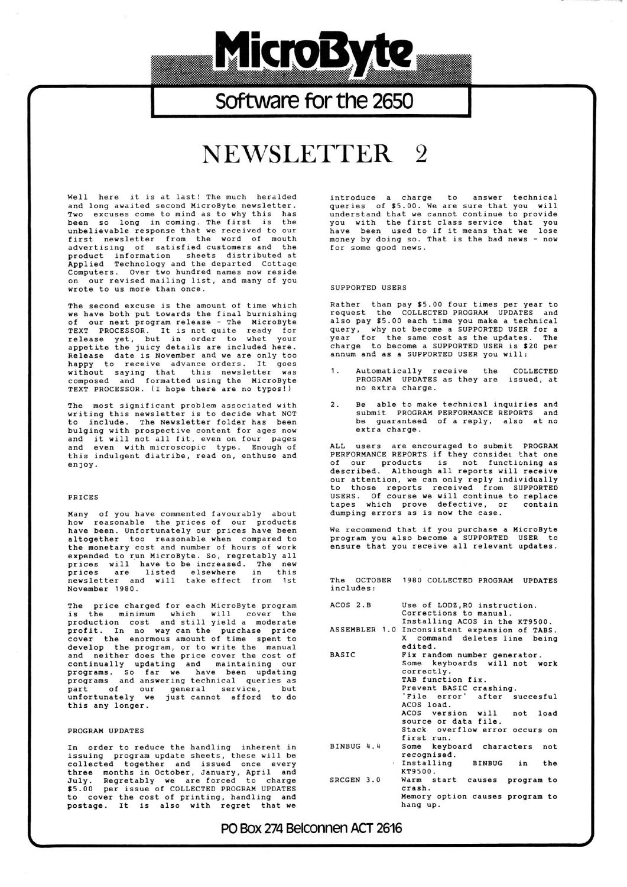# MicroByte

## Software for the 2650

# NEWSLETTER 2

Well here it is at last! The much heralded and long awaited second MicroByte newsletter. Two excuses come to mind as to why this has been so long in coming. The first is the unbelievable response that we received to our first newsletter from the word of mouth advertising of satisfied customers and the product information sheets distributed at Applied Technology and the departed Cottage Computers. Over two hundred names now reside on our revised mailing list, and many of you wrote to us more than once.

The second excuse is the amount of time which we have both put towards the final burnishing of our next program release - The MicroByte TEXT PROCESSOR. It is not quite ready for release yet, but in order to whet your appetite the juicy details are included here. Release date is November and we are only too happy to receive advance orders. It goes without saying that this newsletter was composed and formatted using the MicroByte TEXT PROCESSOR. (I hope there are no typos!)

The most significant problem associated with writing this newsletter is to decide what NOT to include. The Newsletter folder has been bulging with prospective content for ages now and it will not all fit, even on four pages and even with microscopic type. Enough of this indulgent diatribe, read on, enthuse and enjoy.

### PRICES

Many of you have commented favourably about how reasonable the prices of our products have been. Unfortunately our prices have been altogether too reasonable when compared to the monetary cost and number of hours of work expended to run MicroByte. So, regretably all prices will have to be increased. The new prices are listed elsewhere in this newsletter and will take effect from 1st November 1980.

The price charged for each MicroByte program is the minimum which will cover the production cost and still yield a moderate profit. In no way can the purchase price cover the enormous amount of time spent to develop the program, or to write the manual and neither does the price cover the cost of continually updating and maintaining our programs. So far we have been updating programs and answering technical queries as part of our general service, but unfortunately we just cannot afford to do this any longer.

### PROGRAM UPDATES

In order to reduce the handling inherent in issuing program update sheets, these will be collected together and issued once every three months in October, January, April and July. Regretably we are forced to charge $5.00 per issue of COLLECTED PROGRAM UPDATES to cover the cost of printing, handling and postage. It is also with regret that we introduce a charge to answer technical queries of $5.00. We are sure that you will understand that we cannot continue to provide you with the first class service that you have been used to if it means that we lose money by doing so. That is the bad news - now for some good news.

### SUPPORTED USERS

Rather than pay $5.00 four times per year to request the COLLECTED PROGRAM UPDATES and also pay $5.00 each time you make a technical query, why not become a SUPPORTED USER for a year for the same cost as the updates. The charge to become a SUPPORTED USER is $20 per annum and as a SUPPORTED USER you will:

1. Automatically receive the COLLECTED PROGRAM UPDATES as they are issued, at no extra charge.
2. Be able to make technical inquiries and submit PROGRAM PERFORMANCE REPORTS and be guaranteed of a reply, also at no extra charge.

ALL users are encouraged to submit PROGRAM PERFORMANCE REPORTS if they consider that one of our products is not functioning as described. Although all reports will receive our attention, we can only reply individually to those reports received from SUPPORTED USERS. Of course we will continue to replace tapes which prove defective, or contain dumping errors as is now the case.

We recommend that if you purchase a MicroByte program you also become a SUPPORTED USER to ensure that you receive all relevant updates.

The OCTOBER 1980 COLLECTED PROGRAM UPDATES includes:

| Program | Updates |
|---|---|
| ACOS 2.B | Use of LODZ,R0 instruction.<br>Corrections to manual.<br>Installing ACOS in the KT9500. |
| ASSEMBLER 1.0 | Inconsistent expansion of TABS.<br>X command deletes line being edited. |
| BASIC | Fix random number generator.<br>Some keyboards will not work correctly.<br>TAB function fix.<br>Prevent BASIC crashing.<br>'File error' after succesful ACOS load.<br>ACOS version will not load source or data file.<br>Stack overflow error occurs on first run. |
| BINBUG 4.4 | Some keyboard characters not recognised.<br>Installing BINBUG in the KT9500. |
| SRCGEN 3.0 | Warm start causes program to crash.<br>Memory option causes program to hang up. |

PO Box 274 Belconnen ACT 2616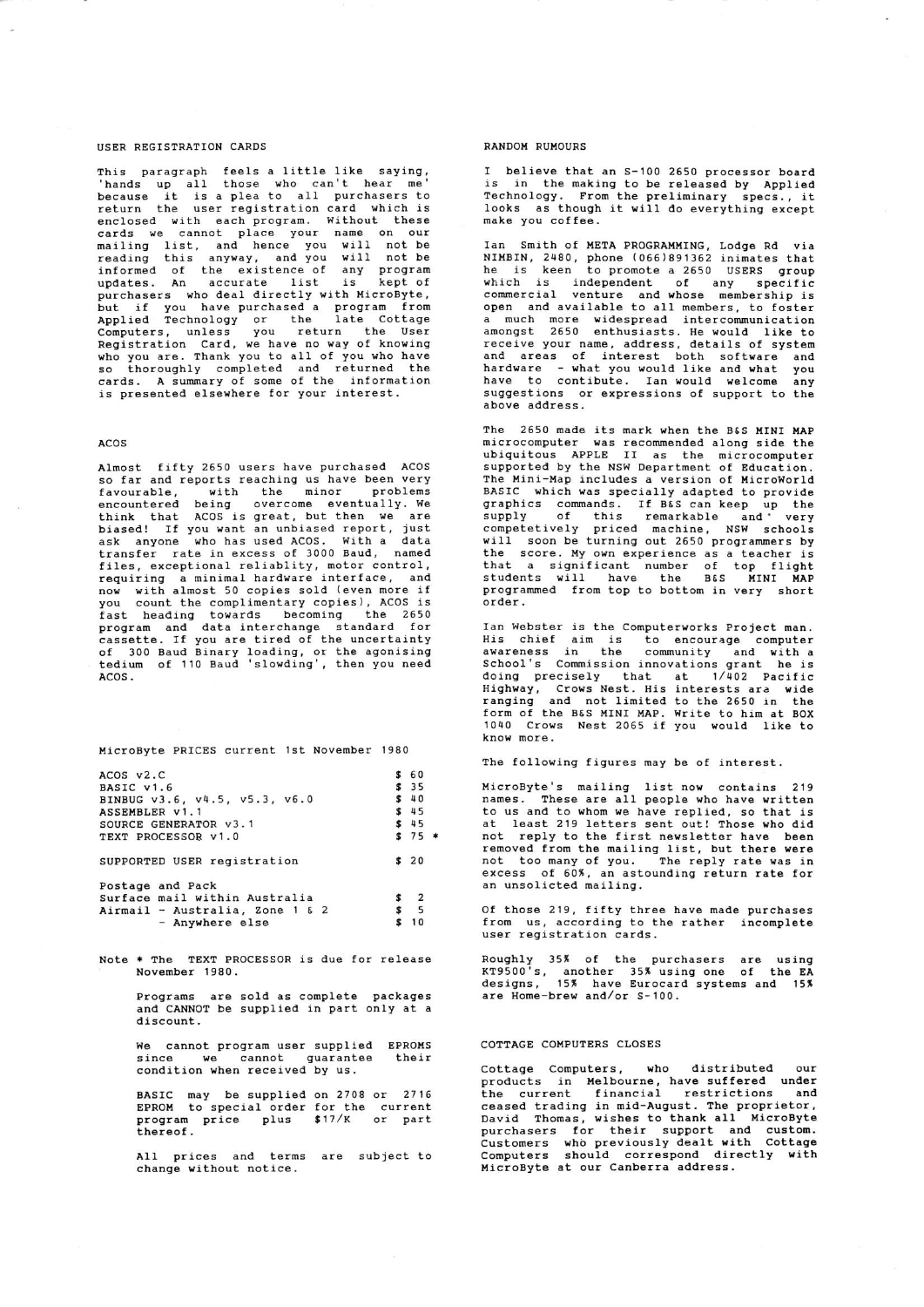## USER REGISTRATION CARDS

This paragraph feels a little like saying, 'hands up all those who can't hear me' because it is a plea to all purchasers to return the user registration card which is enclosed with each program. Without these cards we cannot place your name on our mailing list, and hence you will not be reading this anyway, and you will not be informed of the existence of any program updates. An accurate list is kept of purchasers who deal directly with MicroByte, but if you have purchased a program from Applied Technology or the late Cottage Computers, unless you return the User Registration Card, we have no way of knowing who you are. Thank you to all of you who have so thoroughly completed and returned the cards. A summary of some of the information is presented elsewhere for your interest.

## ACOS

Almost fifty 2650 users have purchased ACOS so far and reports reaching us have been very favourable, with the minor problems encountered being overcome eventually. We think that ACOS is great, but then we are biased! If you want an unbiased report, just ask anyone who has used ACOS. With a data transfer rate in excess of 3000 Baud, named files, exceptional reliablity, motor control, requiring a minimal hardware interface, and now with almost 50 copies sold (even more if you count the complimentary copies), ACOS is fast heading towards becoming the 2650 program and data interchange standard for cassette. If you are tired of the uncertainty of 300 Baud Binary loading, or the agonising tedium of 110 Baud 'slowding', then you need ACOS.

MicroByte PRICES current 1st November 1980

| | |
|---|---|
| ACOS v2.C | $ 60 |
| BASIC v1.6 | $ 35 |
| BINBUG v3.6, v4.5, v5.3, v6.0 | $ 40 |
| ASSEMBLER v1.1 | $ 45 |
| SOURCE GENERATOR v3.1 | $ 45 |
| TEXT PROCESSOR v1.0 | $ 75 * |
| SUPPORTED USER registration | $ 20 |
| Postage and Pack | |
| Surface mail within Australia | $ 2 |
| Airmail - Australia, Zone 1 & 2 | $ 5 |
| - Anywhere else | $ 10 |

Note * The TEXT PROCESSOR is due for release November 1980.

Programs are sold as complete packages and CANNOT be supplied in part only at a discount.

We cannot program user supplied EPROMS since we cannot guarantee their condition when received by us.

BASIC may be supplied on 2708 or 2716 EPROM to special order for the current program price plus $17/K or part thereof.

All prices and terms are subject to change without notice.

## RANDOM RUMOURS

I believe that an S-100 2650 processor board is in the making to be released by Applied Technology. From the preliminary specs., it looks as though it will do everything except make you coffee.

Ian Smith of META PROGRAMMING, Lodge Rd via NIMBIN, 2480, phone (066)891362 inimates that he is keen to promote a 2650 USERS group which is independent of any specific commercial venture and whose membership is open and available to all members, to foster a much more widespread intercommunication amongst 2650 enthusiasts. He would like to receive your name, address, details of system and areas of interest both software and hardware - what you would like and what you have to contibute. Ian would welcome any suggestions or expressions of support to the above address.

The 2650 made its mark when the B&S MINI MAP microcomputer was recommended along side the ubiquitous APPLE II as the microcomputer supported by the NSW Department of Education. The Mini-Map includes a version of MicroWorld BASIC which was specially adapted to provide graphics commands. If B&S can keep up the supply of this remarkable and very competetively priced machine, NSW schools will soon be turning out 2650 programmers by the score. My own experience as a teacher is that a significant number of top flight students will have the B&S MINI MAP programmed from top to bottom in very short order.

Ian Webster is the Computerworks Project man. His chief aim is to encourage computer awareness in the community and with a School's Commission innovations grant he is doing precisely that at 1/402 Pacific Highway, Crows Nest. His interests ara wide ranging and not limited to the 2650 in the form of the B&S MINI MAP. Write to him at BOX 1040 Crows Nest 2065 if you would like to know more.

The following figures may be of interest.

MicroByte's mailing list now contains 219 names. These are all people who have written to us and to whom we have replied, so that is at least 219 letters sent out! Those who did not reply to the first newsletter have been removed from the mailing list, but there were not too many of you. The reply rate was in excess of 60%, an astounding return rate for an unsolicited mailing.

Of those 219, fifty three have made purchases from us, according to the rather incomplete user registration cards.

Roughly 35% of the purchasers are using KT9500's, another 35% using one of the EA designs, 15% have Eurocard systems and 15% are Home-brew and/or S-100.

## COTTAGE COMPUTERS CLOSES

Cottage Computers, who distributed our products in Melbourne, have suffered under the current financial restrictions and ceased trading in mid-August. The proprietor, David Thomas, wishes to thank all MicroByte purchasers for their support and custom. Customers who previously dealt with Cottage Computers should correspond directly with MicroByte at our Canberra address.